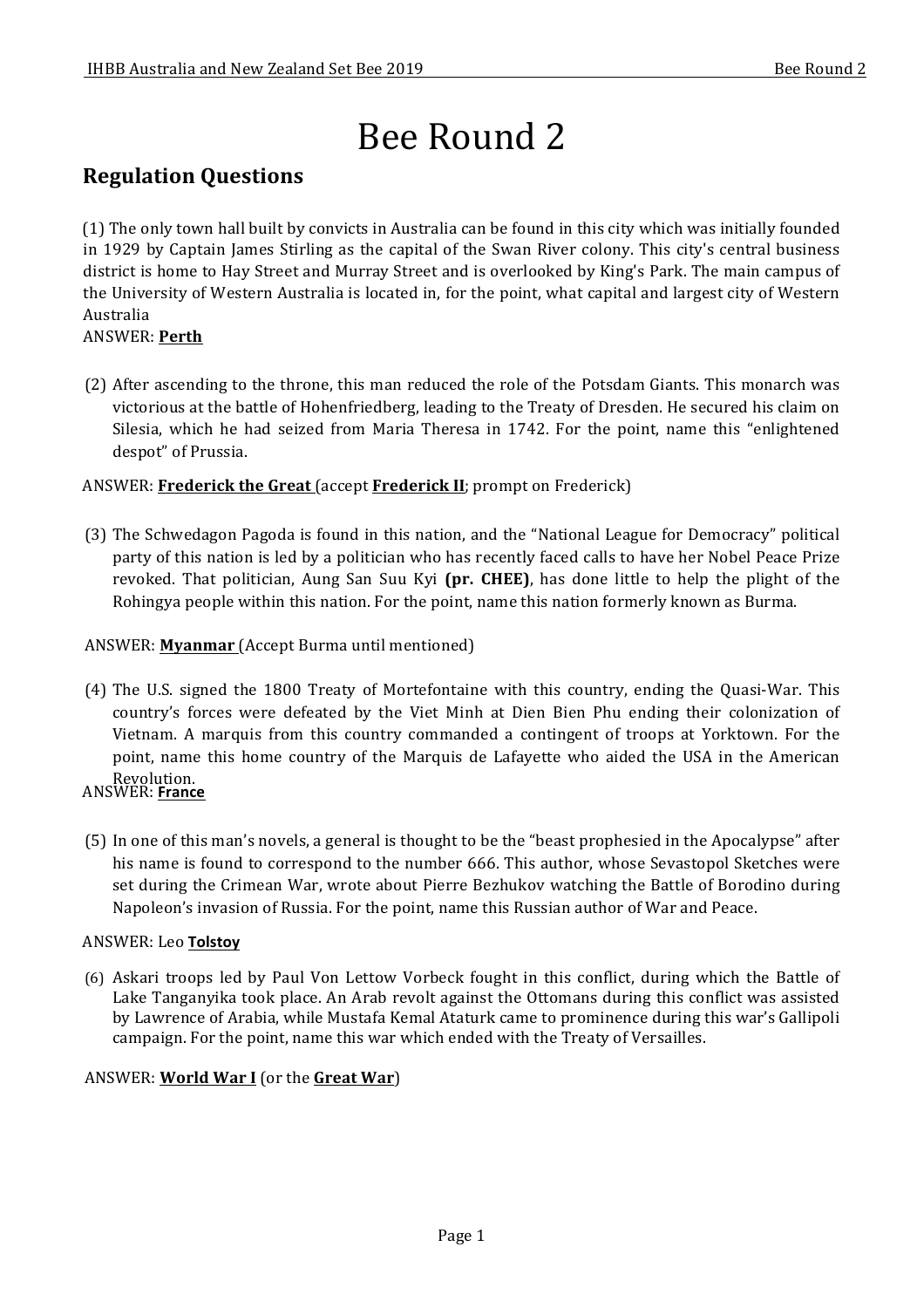# Bee Round 2

## Regulation Questions

(1) The only town hall built by convicts in Australia can be found in this city which was initially founded in 1929 by Captain James Stirling as the capital of the Swan River colony. This city's central business district is home to Hay Street and Murray Street and is overlooked by King's Park. The main campus of the University of Western Australia is located in, for the point, what capital and largest city of Western Australia

ANSWER: **Perth**

(2) After ascending to the throne, this man reduced the role of the Potsdam Giants. This monarch was victorious at the battle of Hohenfriedberg, leading to the Treaty of Dresden. He secured his claim on Silesia, which he had seized from Maria Theresa in 1742. For the point, name this "enlightened despot" of Prussia.

ANSWER: **Frederick the Great** (accept **Frederick II**; prompt on Frederick)

(3) The Schwedagon Pagoda is found in this nation, and the "National League for Democracy" political party of this nation is led by a politician who has recently faced calls to have her Nobel Peace Prize revoked. That politician, Aung San Suu Kyi **(pr. CHEE)**, has done little to help the plight of the Rohingya people within this nation. For the point, name this nation formerly known as Burma.

ANSWER: **Myanmar** (Accept Burma until mentioned)

(4) The U.S. signed the 1800 Treaty of Mortefontaine with this country, ending the Quasi-War. This country's forces were defeated by the Viet Minh at Dien Bien Phu ending their colonization of Vietnam. A marquis from this country commanded a contingent of troops at Yorktown. For the point, name this home country of the Marquis de Lafayette who aided the USA in the American Revolution.

ANSWER: **France**

(5) In one of this man's novels, a general is thought to be the "beast prophesied in the Apocalypse" after his name is found to correspond to the number 666. This author, whose Sevastopol Sketches were set during the Crimean War, wrote about Pierre Bezhukov watching the Battle of Borodino during Napoleon's invasion of Russia. For the point, name this Russian author of War and Peace.

ANSWER: Leo **Tolstoy**

(6) Askari troops led by Paul Von Lettow Vorbeck fought in this conflict, during which the Battle of Lake Tanganyika took place. An Arab revolt against the Ottomans during this conflict was assisted by Lawrence of Arabia, while Mustafa Kemal Ataturk came to prominence during this war's Gallipoli campaign. For the point, name this war which ended with the Treaty of Versailles.

ANSWER: **World War I** (or the **Great War**)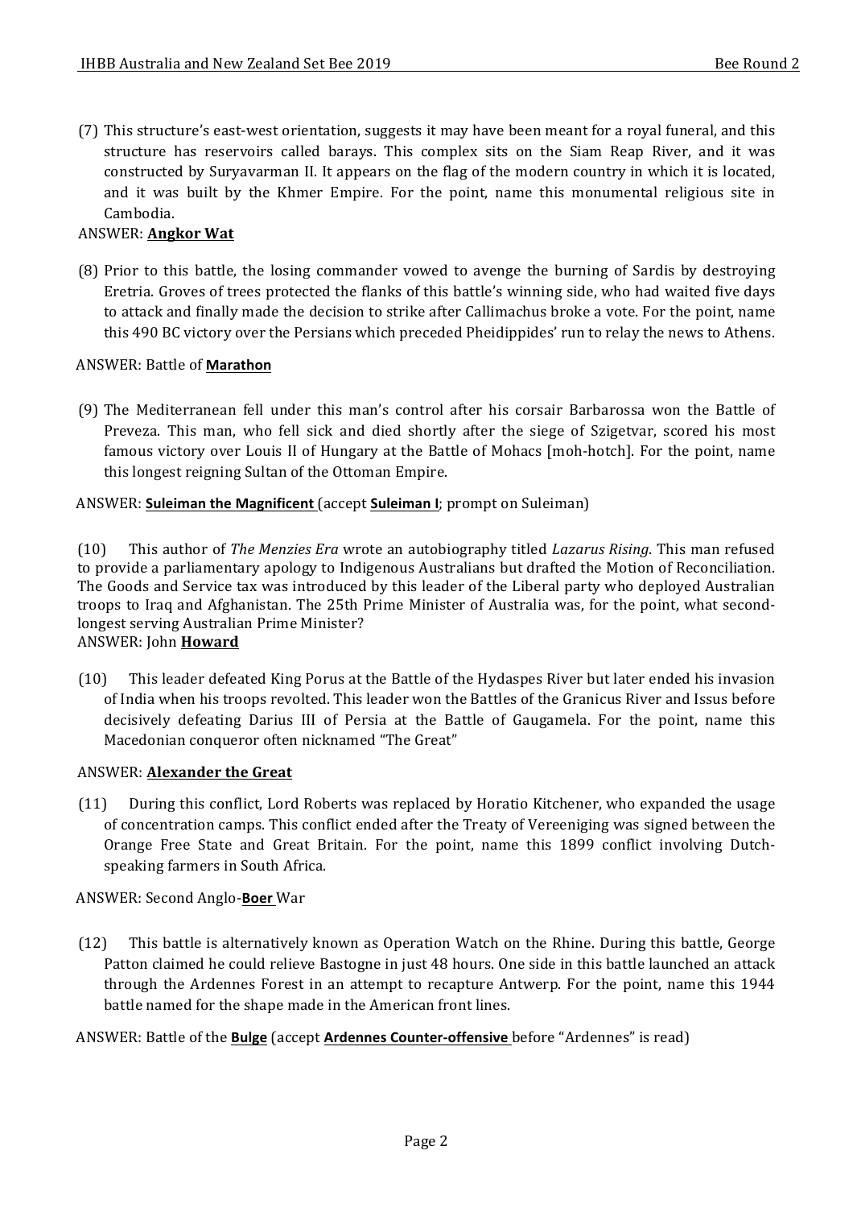(7) This structure's east-west orientation, suggests it may have been meant for a royal funeral, and this structure has reservoirs called barays. This complex sits on the Siam Reap River, and it was constructed by Suryavarman II. It appears on the flag of the modern country in which it is located, and it was built by the Khmer Empire. For the point, name this monumental religious site in Cambodia.

ANSWER: **Angkor Wat**

(8) Prior to this battle, the losing commander vowed to avenge the burning of Sardis by destroying Eretria. Groves of trees protected the flanks of this battle's winning side, who had waited five days to attack and finally made the decision to strike after Callimachus broke a vote. For the point, name this 490 BC victory over the Persians which preceded Pheidippides' run to relay the news to Athens.

ANSWER: Battle of **Marathon**

(9) The Mediterranean fell under this man's control after his corsair Barbarossa won the Battle of Preveza. This man, who fell sick and died shortly after the siege of Szigetvar, scored his most famous victory over Louis II of Hungary at the Battle of Mohacs [moh-hotch]. For the point, name this longest reigning Sultan of the Ottoman Empire.

ANSWER: **Suleiman the Magnificent** (accept **Suleiman I**; prompt on Suleiman)

(10) This author of *The Menzies Era* wrote an autobiography titled *Lazarus Rising*. This man refused to provide a parliamentary apology to Indigenous Australians but drafted the Motion of Reconciliation. The Goods and Service tax was introduced by this leader of the Liberal party who deployed Australian troops to Iraq and Afghanistan. The 25th Prime Minister of Australia was, for the point, what second-longest serving Australian Prime Minister?

ANSWER: John **Howard**

(10) This leader defeated King Porus at the Battle of the Hydaspes River but later ended his invasion of India when his troops revolted. This leader won the Battles of the Granicus River and Issus before decisively defeating Darius III of Persia at the Battle of Gaugamela. For the point, name this Macedonian conqueror often nicknamed "The Great"

ANSWER: **Alexander the Great**

(11) During this conflict, Lord Roberts was replaced by Horatio Kitchener, who expanded the usage of concentration camps. This conflict ended after the Treaty of Vereeniging was signed between the Orange Free State and Great Britain. For the point, name this 1899 conflict involving Dutch-speaking farmers in South Africa.

ANSWER: Second Anglo-**Boer** War

(12) This battle is alternatively known as Operation Watch on the Rhine. During this battle, George Patton claimed he could relieve Bastogne in just 48 hours. One side in this battle launched an attack through the Ardennes Forest in an attempt to recapture Antwerp. For the point, name this 1944 battle named for the shape made in the American front lines.

ANSWER: Battle of the **Bulge** (accept **Ardennes Counter-offensive** before "Ardennes" is read)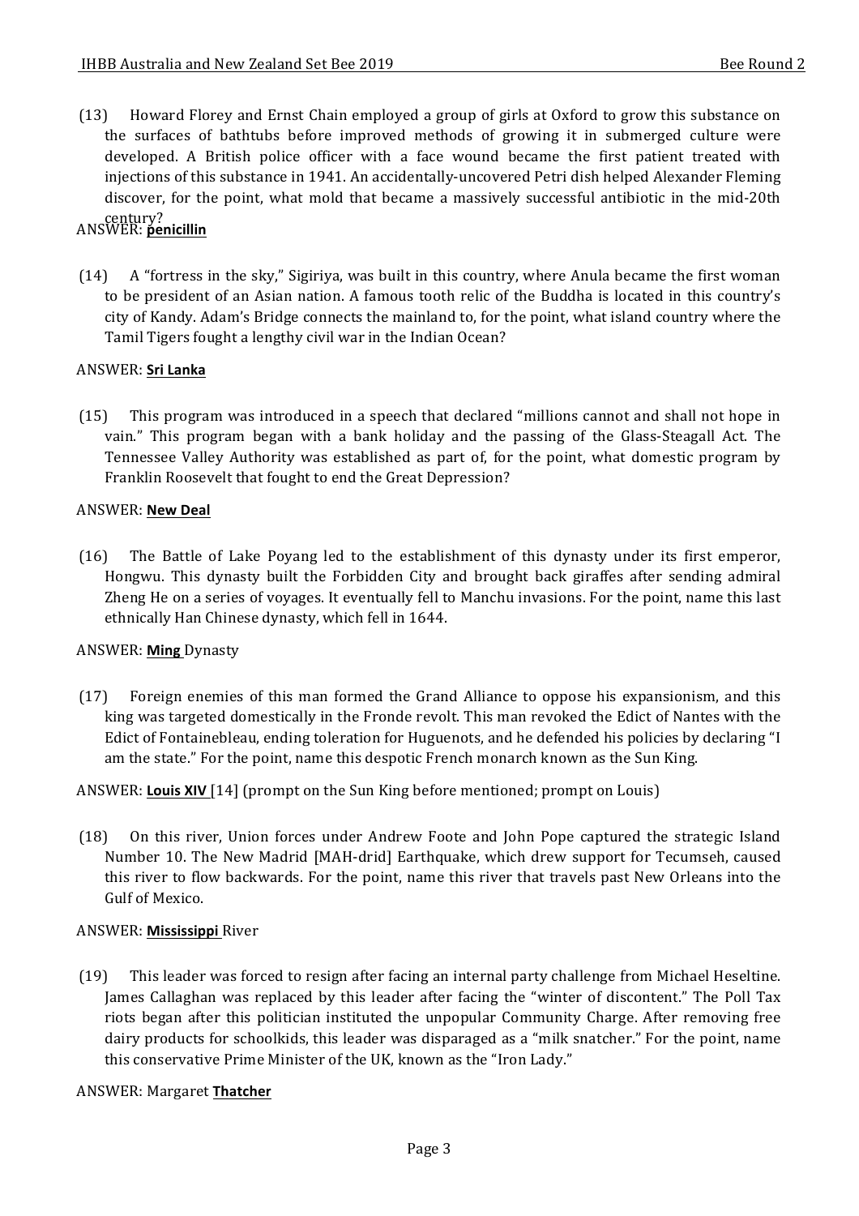(13) Howard Florey and Ernst Chain employed a group of girls at Oxford to grow this substance on the surfaces of bathtubs before improved methods of growing it in submerged culture were developed. A British police officer with a face wound became the first patient treated with injections of this substance in 1941. An accidentally-uncovered Petri dish helped Alexander Fleming discover, for the point, what mold that became a massively successful antibiotic in the mid-20th century?

ANSWER: **penicillin**

(14) A "fortress in the sky," Sigiriya, was built in this country, where Anula became the first woman to be president of an Asian nation. A famous tooth relic of the Buddha is located in this country's city of Kandy. Adam's Bridge connects the mainland to, for the point, what island country where the Tamil Tigers fought a lengthy civil war in the Indian Ocean?

ANSWER: **Sri Lanka**

(15) This program was introduced in a speech that declared "millions cannot and shall not hope in vain." This program began with a bank holiday and the passing of the Glass-Steagall Act. The Tennessee Valley Authority was established as part of, for the point, what domestic program by Franklin Roosevelt that fought to end the Great Depression?

ANSWER: **New Deal**

(16) The Battle of Lake Poyang led to the establishment of this dynasty under its first emperor, Hongwu. This dynasty built the Forbidden City and brought back giraffes after sending admiral Zheng He on a series of voyages. It eventually fell to Manchu invasions. For the point, name this last ethnically Han Chinese dynasty, which fell in 1644.

ANSWER: **Ming** Dynasty

(17) Foreign enemies of this man formed the Grand Alliance to oppose his expansionism, and this king was targeted domestically in the Fronde revolt. This man revoked the Edict of Nantes with the Edict of Fontainebleau, ending toleration for Huguenots, and he defended his policies by declaring "I am the state." For the point, name this despotic French monarch known as the Sun King.

ANSWER: **Louis XIV** [14] (prompt on the Sun King before mentioned; prompt on Louis)

(18) On this river, Union forces under Andrew Foote and John Pope captured the strategic Island Number 10. The New Madrid [MAH-drid] Earthquake, which drew support for Tecumseh, caused this river to flow backwards. For the point, name this river that travels past New Orleans into the Gulf of Mexico.

ANSWER: **Mississippi** River

(19) This leader was forced to resign after facing an internal party challenge from Michael Heseltine. James Callaghan was replaced by this leader after facing the "winter of discontent." The Poll Tax riots began after this politician instituted the unpopular Community Charge. After removing free dairy products for schoolkids, this leader was disparaged as a "milk snatcher." For the point, name this conservative Prime Minister of the UK, known as the "Iron Lady."

ANSWER: Margaret **Thatcher**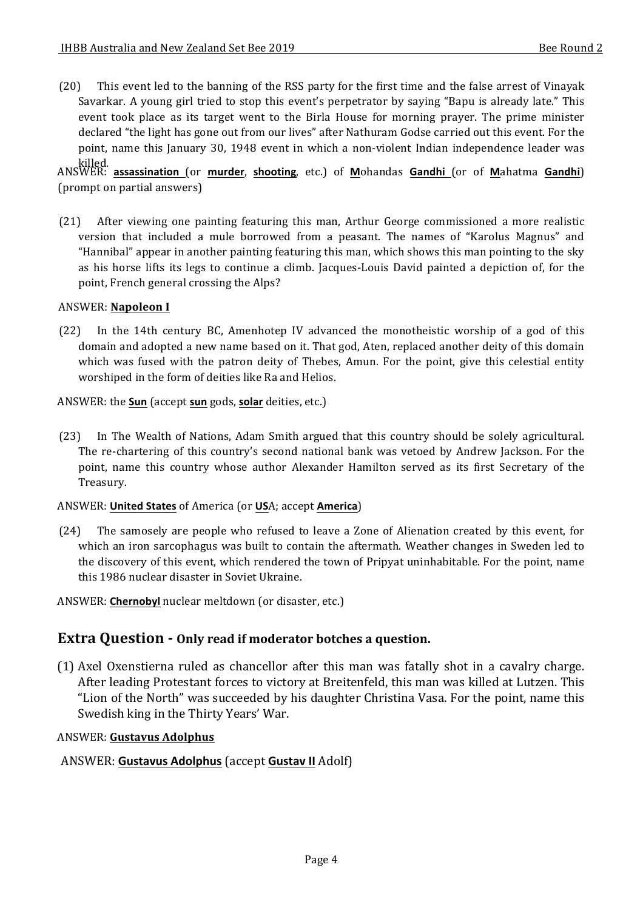(20) This event led to the banning of the RSS party for the first time and the false arrest of Vinayak Savarkar. A young girl tried to stop this event's perpetrator by saying "Bapu is already late." This event took place as its target went to the Birla House for morning prayer. The prime minister declared "the light has gone out from our lives" after Nathuram Godse carried out this event. For the point, name this January 30, 1948 event in which a non-violent Indian independence leader was killed.

ANSWER: **assassination** (or **murder**, **shooting**, etc.) of **M**ohandas **Gandhi** (or of **M**ahatma **Gandhi**) (prompt on partial answers)

(21) After viewing one painting featuring this man, Arthur George commissioned a more realistic version that included a mule borrowed from a peasant. The names of "Karolus Magnus" and "Hannibal" appear in another painting featuring this man, which shows this man pointing to the sky as his horse lifts its legs to continue a climb. Jacques-Louis David painted a depiction of, for the point, French general crossing the Alps?

ANSWER: **Napoleon I**

(22) In the 14th century BC, Amenhotep IV advanced the monotheistic worship of a god of this domain and adopted a new name based on it. That god, Aten, replaced another deity of this domain which was fused with the patron deity of Thebes, Amun. For the point, give this celestial entity worshiped in the form of deities like Ra and Helios.

ANSWER: the **Sun** (accept **sun** gods, **solar** deities, etc.)

(23) In The Wealth of Nations, Adam Smith argued that this country should be solely agricultural. The re-chartering of this country's second national bank was vetoed by Andrew Jackson. For the point, name this country whose author Alexander Hamilton served as its first Secretary of the Treasury.

ANSWER: **United States** of America (or **US**A; accept **America**)

(24) The samosely are people who refused to leave a Zone of Alienation created by this event, for which an iron sarcophagus was built to contain the aftermath. Weather changes in Sweden led to the discovery of this event, which rendered the town of Pripyat uninhabitable. For the point, name this 1986 nuclear disaster in Soviet Ukraine.

ANSWER: **Chernobyl** nuclear meltdown (or disaster, etc.)

## Extra Question - Only read if moderator botches a question.

(1) Axel Oxenstierna ruled as chancellor after this man was fatally shot in a cavalry charge. After leading Protestant forces to victory at Breitenfeld, this man was killed at Lutzen. This "Lion of the North" was succeeded by his daughter Christina Vasa. For the point, name this Swedish king in the Thirty Years' War.

ANSWER: **Gustavus Adolphus**

ANSWER: **Gustavus Adolphus** (accept **Gustav II** Adolf)